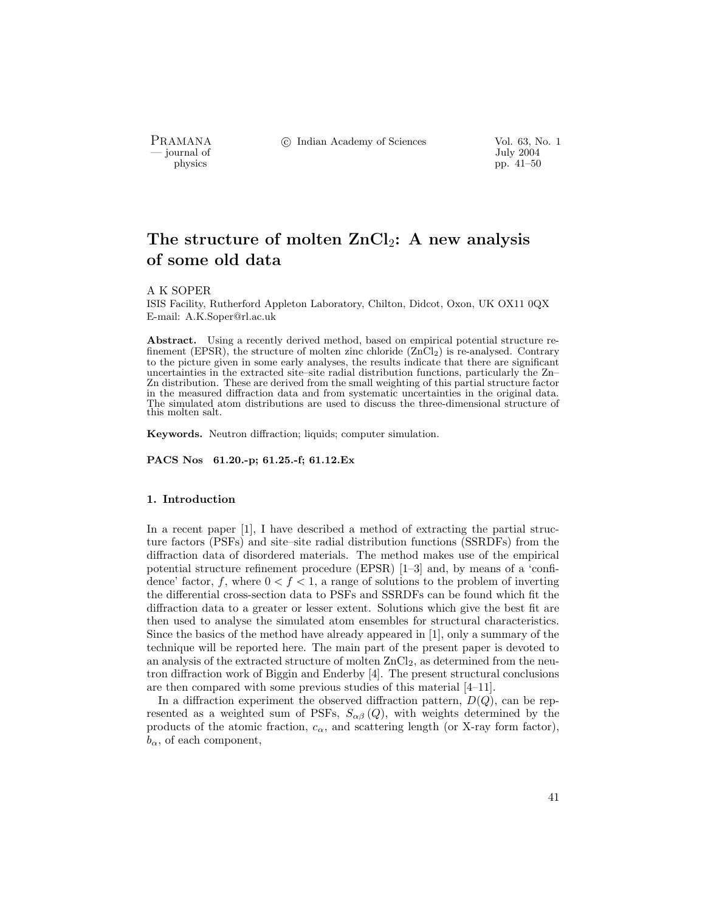# The structure of molten $ZnCl_2$: A new analysis of some old data

A K SOPER

ISIS Facility, Rutherford Appleton Laboratory, Chilton, Didcot, Oxon, UK OX11 0QX

E-mail: A.K.Soper@rl.ac.uk

**Abstract.** Using a recently derived method, based on empirical potential structure refinement (EPSR), the structure of molten zinc chloride ($ZnCl_2$) is re-analysed. Contrary to the picture given in some early analyses, the results indicate that there are significant uncertainties in the extracted site–site radial distribution functions, particularly the Zn–Zn distribution. These are derived from the small weighting of this partial structure factor in the measured diffraction data and from systematic uncertainties in the original data. The simulated atom distributions are used to discuss the three-dimensional structure of this molten salt.

**Keywords.** Neutron diffraction; liquids; computer simulation.

**PACS Nos** 61.20.-p; 61.25.-f; 61.12.Ex

## 1. Introduction

In a recent paper [1], I have described a method of extracting the partial structure factors (PSFs) and site–site radial distribution functions (SSRDFs) from the diffraction data of disordered materials. The method makes use of the empirical potential structure refinement procedure (EPSR) [1–3] and, by means of a 'confidence' factor, $f$, where $0 < f < 1$, a range of solutions to the problem of inverting the differential cross-section data to PSFs and SSRDFs can be found which fit the diffraction data to a greater or lesser extent. Solutions which give the best fit are then used to analyse the simulated atom ensembles for structural characteristics. Since the basics of the method have already appeared in [1], only a summary of the technique will be reported here. The main part of the present paper is devoted to an analysis of the extracted structure of molten $ZnCl_2$, as determined from the neutron diffraction work of Biggin and Enderby [4]. The present structural conclusions are then compared with some previous studies of this material [4–11].

In a diffraction experiment the observed diffraction pattern, $D(Q)$, can be represented as a weighted sum of PSFs, $S_{\alpha\beta}(Q)$, with weights determined by the products of the atomic fraction, $c_\alpha$, and scattering length (or X-ray form factor), $b_\alpha$, of each component,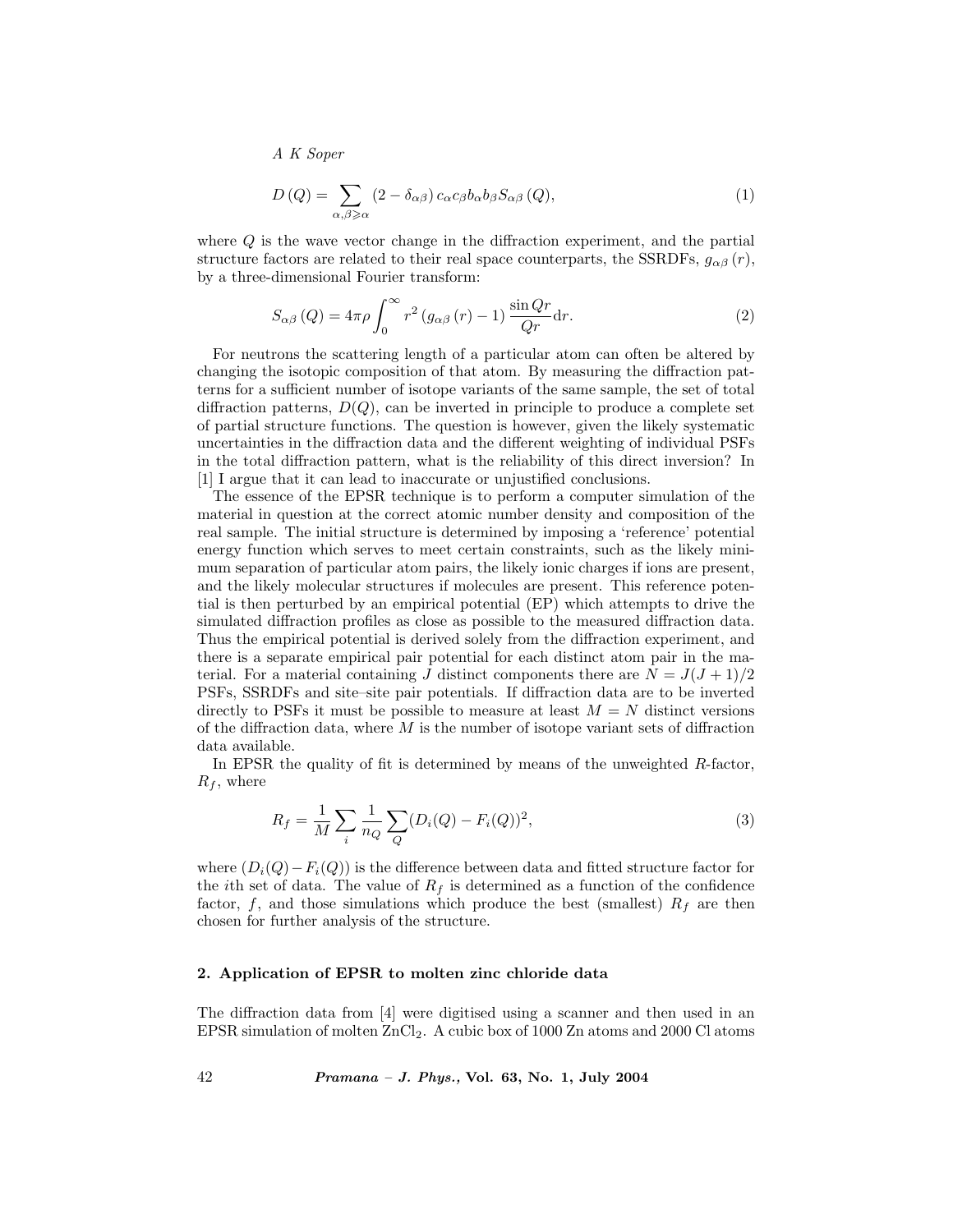$$D(Q) = \sum_{\alpha,\beta \geqslant \alpha} (2 - \delta_{\alpha\beta})\, c_\alpha c_\beta b_\alpha b_\beta S_{\alpha\beta}(Q), \tag{1}$$

where $Q$ is the wave vector change in the diffraction experiment, and the partial structure factors are related to their real space counterparts, the SSRDFs, $g_{\alpha\beta}(r)$, by a three-dimensional Fourier transform:

$$S_{\alpha\beta}(Q) = 4\pi\rho \int_0^\infty r^2 \left(g_{\alpha\beta}(r) - 1\right) \frac{\sin Qr}{Qr} \mathrm{d}r. \tag{2}$$

For neutrons the scattering length of a particular atom can often be altered by changing the isotopic composition of that atom. By measuring the diffraction patterns for a sufficient number of isotope variants of the same sample, the set of total diffraction patterns, $D(Q)$, can be inverted in principle to produce a complete set of partial structure functions. The question is however, given the likely systematic uncertainties in the diffraction data and the different weighting of individual PSFs in the total diffraction pattern, what is the reliability of this direct inversion? In [1] I argue that it can lead to inaccurate or unjustified conclusions.

The essence of the EPSR technique is to perform a computer simulation of the material in question at the correct atomic number density and composition of the real sample. The initial structure is determined by imposing a 'reference' potential energy function which serves to meet certain constraints, such as the likely minimum separation of particular atom pairs, the likely ionic charges if ions are present, and the likely molecular structures if molecules are present. This reference potential is then perturbed by an empirical potential (EP) which attempts to drive the simulated diffraction profiles as close as possible to the measured diffraction data. Thus the empirical potential is derived solely from the diffraction experiment, and there is a separate empirical pair potential for each distinct atom pair in the material. For a material containing $J$ distinct components there are $N = J(J+1)/2$ PSFs, SSRDFs and site–site pair potentials. If diffraction data are to be inverted directly to PSFs it must be possible to measure at least $M = N$ distinct versions of the diffraction data, where $M$ is the number of isotope variant sets of diffraction data available.

In EPSR the quality of fit is determined by means of the unweighted $R$-factor, $R_f$, where

$$R_f = \frac{1}{M} \sum_i \frac{1}{n_Q} \sum_Q (D_i(Q) - F_i(Q))^2, \tag{3}$$

where $(D_i(Q) - F_i(Q))$ is the difference between data and fitted structure factor for the $i$th set of data. The value of $R_f$ is determined as a function of the confidence factor, $f$, and those simulations which produce the best (smallest) $R_f$ are then chosen for further analysis of the structure.

## 2. Application of EPSR to molten zinc chloride data

The diffraction data from [4] were digitised using a scanner and then used in an EPSR simulation of molten $ZnCl_2$. A cubic box of 1000 Zn atoms and 2000 Cl atoms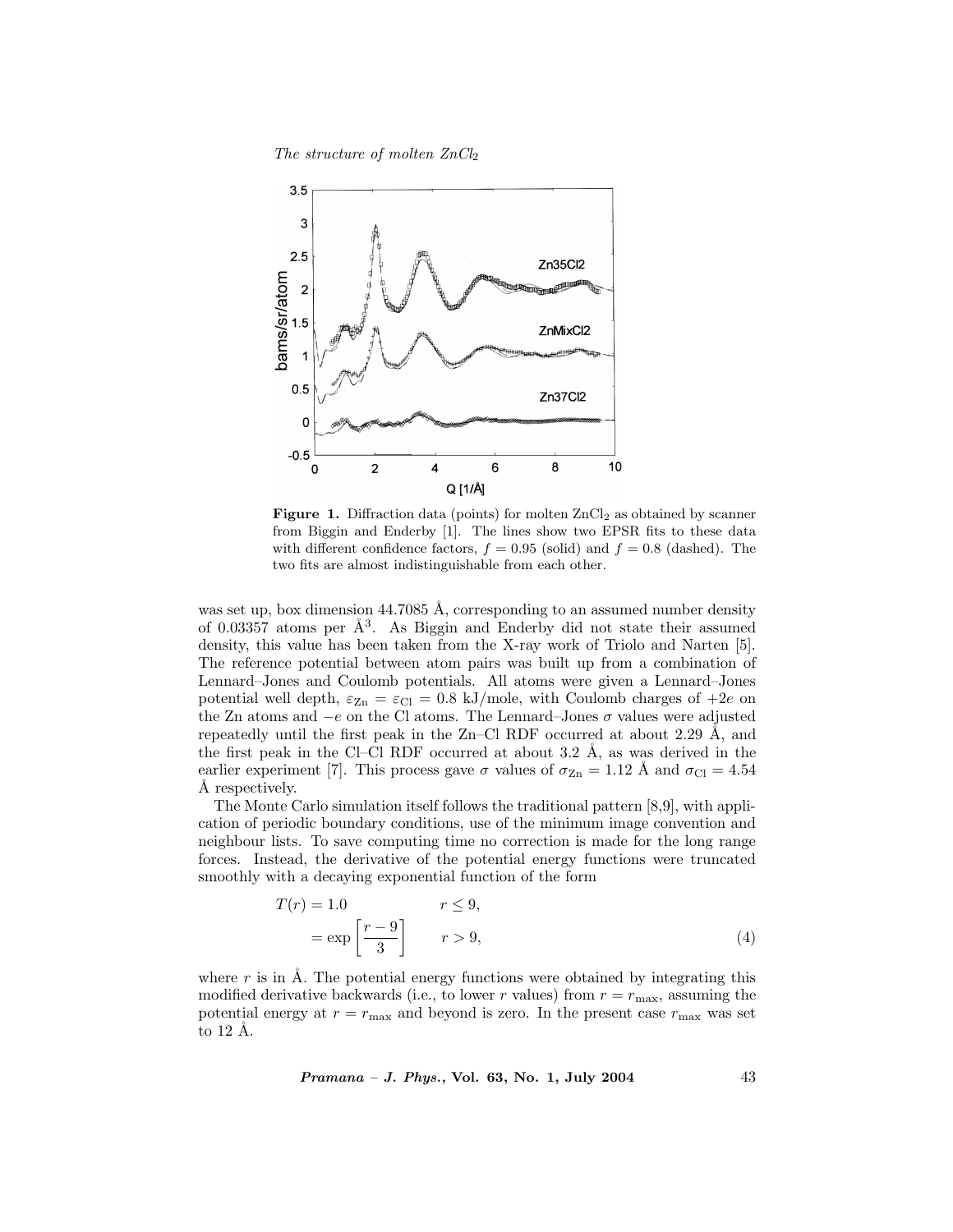**Figure 1.** Diffraction data (points) for molten $ZnCl_2$ as obtained by scanner from Biggin and Enderby [1]. The lines show two EPSR fits to these data with different confidence factors, $f = 0.95$ (solid) and $f = 0.8$ (dashed). The two fits are almost indistinguishable from each other.

was set up, box dimension 44.7085 Å, corresponding to an assumed number density of 0.03357 atoms per Å$^3$. As Biggin and Enderby did not state their assumed density, this value has been taken from the X-ray work of Triolo and Narten [5]. The reference potential between atom pairs was built up from a combination of Lennard–Jones and Coulomb potentials. All atoms were given a Lennard–Jones potential well depth, $\varepsilon_{\mathrm{Zn}} = \varepsilon_{\mathrm{Cl}} = 0.8$ kJ/mole, with Coulomb charges of $+2e$ on the Zn atoms and $-e$ on the Cl atoms. The Lennard–Jones $\sigma$ values were adjusted repeatedly until the first peak in the Zn–Cl RDF occurred at about 2.29 Å, and the first peak in the Cl–Cl RDF occurred at about 3.2 Å, as was derived in the earlier experiment [7]. This process gave $\sigma$ values of $\sigma_{\mathrm{Zn}} = 1.12$ Å and $\sigma_{\mathrm{Cl}} = 4.54$ Å respectively.

The Monte Carlo simulation itself follows the traditional pattern [8,9], with application of periodic boundary conditions, use of the minimum image convention and neighbour lists. To save computing time no correction is made for the long range forces. Instead, the derivative of the potential energy functions were truncated smoothly with a decaying exponential function of the form

$$
\begin{aligned}
T(r) &= 1.0 \qquad & r \leq 9, \\
&= \exp\left[\frac{r-9}{3}\right] \qquad & r > 9,
\end{aligned}
\tag{4}
$$

where $r$ is in Å. The potential energy functions were obtained by integrating this modified derivative backwards (i.e., to lower $r$ values) from $r = r_{\mathrm{max}}$, assuming the potential energy at $r = r_{\mathrm{max}}$ and beyond is zero. In the present case $r_{\mathrm{max}}$ was set to 12 Å.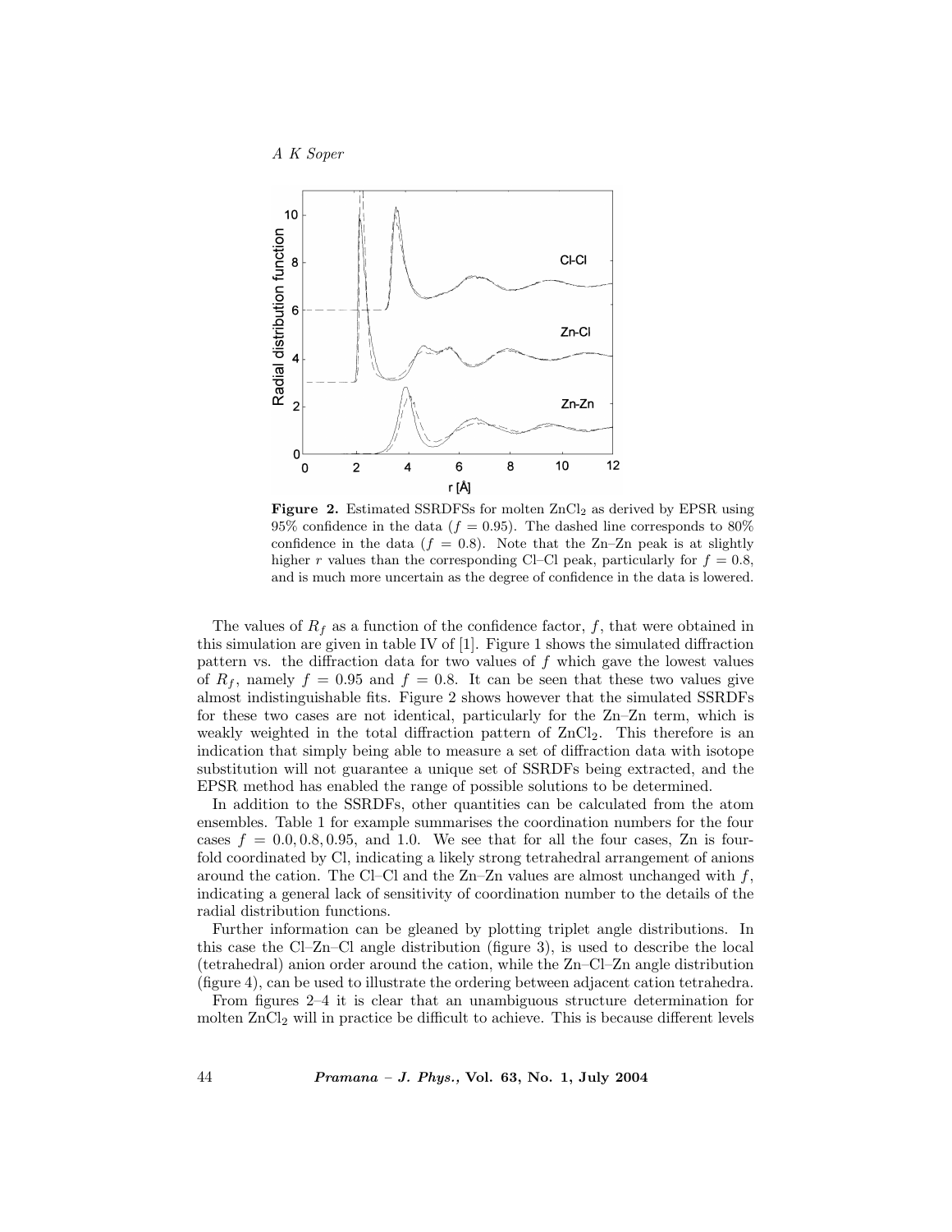**Figure 2.** Estimated SSRDFSs for molten $ZnCl_2$ as derived by EPSR using 95% confidence in the data ($f = 0.95$). The dashed line corresponds to 80% confidence in the data ($f = 0.8$). Note that the Zn–Zn peak is at slightly higher $r$ values than the corresponding Cl–Cl peak, particularly for $f = 0.8$, and is much more uncertain as the degree of confidence in the data is lowered.

The values of $R_f$ as a function of the confidence factor, $f$, that were obtained in this simulation are given in table IV of [1]. Figure 1 shows the simulated diffraction pattern vs. the diffraction data for two values of $f$ which gave the lowest values of $R_f$, namely $f = 0.95$ and $f = 0.8$. It can be seen that these two values give almost indistinguishable fits. Figure 2 shows however that the simulated SSRDFs for these two cases are not identical, particularly for the Zn–Zn term, which is weakly weighted in the total diffraction pattern of $ZnCl_2$. This therefore is an indication that simply being able to measure a set of diffraction data with isotope substitution will not guarantee a unique set of SSRDFs being extracted, and the EPSR method has enabled the range of possible solutions to be determined.

In addition to the SSRDFs, other quantities can be calculated from the atom ensembles. Table 1 for example summarises the coordination numbers for the four cases $f = 0.0, 0.8, 0.95$, and $1.0$. We see that for all the four cases, Zn is four-fold coordinated by Cl, indicating a likely strong tetrahedral arrangement of anions around the cation. The Cl–Cl and the Zn–Zn values are almost unchanged with $f$, indicating a general lack of sensitivity of coordination number to the details of the radial distribution functions.

Further information can be gleaned by plotting triplet angle distributions. In this case the Cl–Zn–Cl angle distribution (figure 3), is used to describe the local (tetrahedral) anion order around the cation, while the Zn–Cl–Zn angle distribution (figure 4), can be used to illustrate the ordering between adjacent cation tetrahedra.

From figures 2–4 it is clear that an unambiguous structure determination for molten $ZnCl_2$ will in practice be difficult to achieve. This is because different levels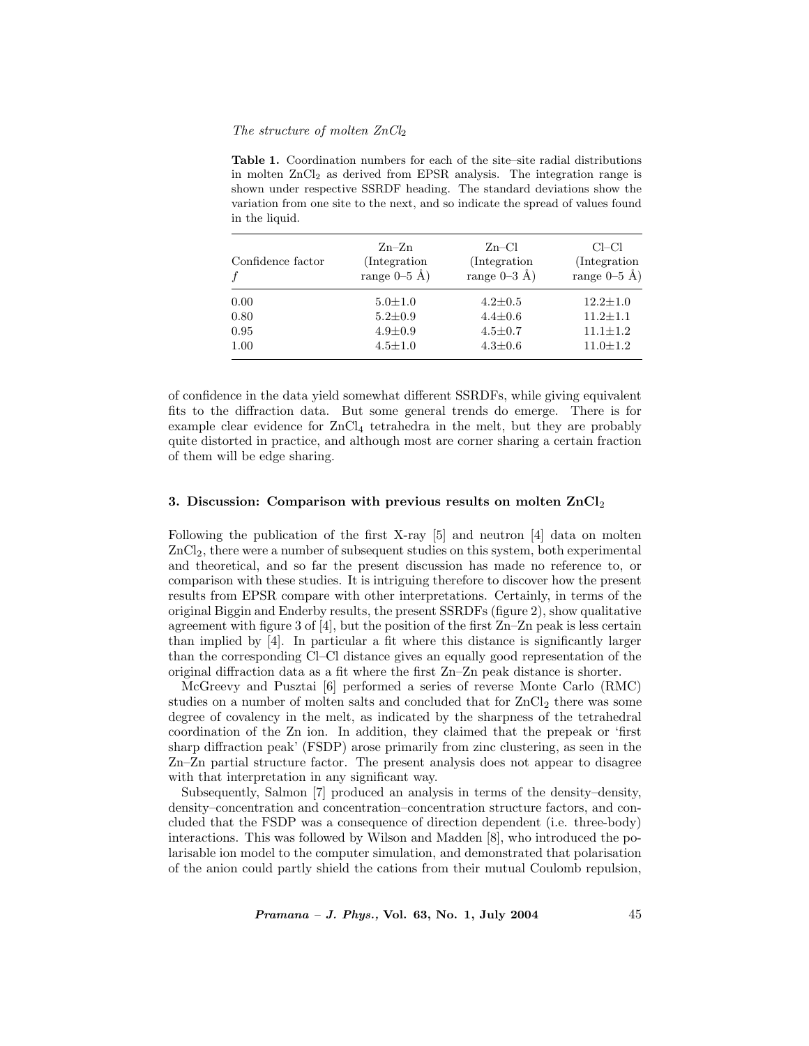**Table 1.** Coordination numbers for each of the site–site radial distributions in molten $ZnCl_2$ as derived from EPSR analysis. The integration range is shown under respective SSRDF heading. The standard deviations show the variation from one site to the next, and so indicate the spread of values found in the liquid.

| Confidence factor $f$ | Zn–Zn (Integration range 0–5 Å) | Zn–Cl (Integration range 0–3 Å) | Cl–Cl (Integration range 0–5 Å) |
|---|---|---|---|
| 0.00 | 5.0±1.0 | 4.2±0.5 | 12.2±1.0 |
| 0.80 | 5.2±0.9 | 4.4±0.6 | 11.2±1.1 |
| 0.95 | 4.9±0.9 | 4.5±0.7 | 11.1±1.2 |
| 1.00 | 4.5±1.0 | 4.3±0.6 | 11.0±1.2 |

of confidence in the data yield somewhat different SSRDFs, while giving equivalent fits to the diffraction data. But some general trends do emerge. There is for example clear evidence for $ZnCl_4$ tetrahedra in the melt, but they are probably quite distorted in practice, and although most are corner sharing a certain fraction of them will be edge sharing.

## 3. Discussion: Comparison with previous results on molten $ZnCl_2$

Following the publication of the first X-ray [5] and neutron [4] data on molten $ZnCl_2$, there were a number of subsequent studies on this system, both experimental and theoretical, and so far the present discussion has made no reference to, or comparison with these studies. It is intriguing therefore to discover how the present results from EPSR compare with other interpretations. Certainly, in terms of the original Biggin and Enderby results, the present SSRDFs (figure 2), show qualitative agreement with figure 3 of [4], but the position of the first Zn–Zn peak is less certain than implied by [4]. In particular a fit where this distance is significantly larger than the corresponding Cl–Cl distance gives an equally good representation of the original diffraction data as a fit where the first Zn–Zn peak distance is shorter.

McGreevy and Pusztai [6] performed a series of reverse Monte Carlo (RMC) studies on a number of molten salts and concluded that for $ZnCl_2$ there was some degree of covalency in the melt, as indicated by the sharpness of the tetrahedral coordination of the Zn ion. In addition, they claimed that the prepeak or 'first sharp diffraction peak' (FSDP) arose primarily from zinc clustering, as seen in the Zn–Zn partial structure factor. The present analysis does not appear to disagree with that interpretation in any significant way.

Subsequently, Salmon [7] produced an analysis in terms of the density–density, density–concentration and concentration–concentration structure factors, and concluded that the FSDP was a consequence of direction dependent (i.e. three-body) interactions. This was followed by Wilson and Madden [8], who introduced the polarisable ion model to the computer simulation, and demonstrated that polarisation of the anion could partly shield the cations from their mutual Coulomb repulsion,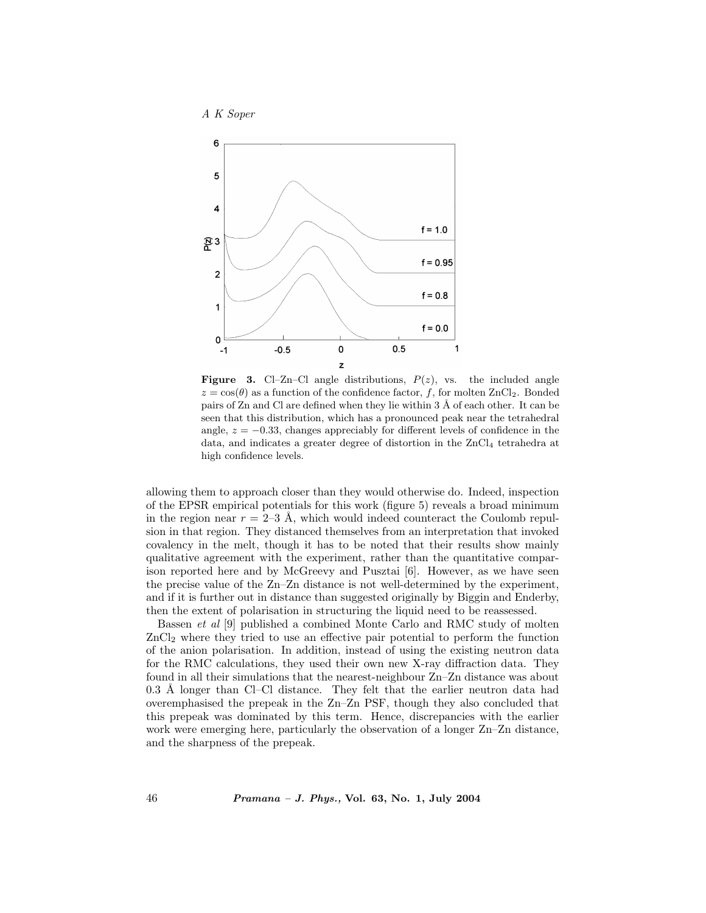**Figure 3.** Cl–Zn–Cl angle distributions, $P(z)$, vs. the included angle $z = \cos(\theta)$ as a function of the confidence factor, $f$, for molten $ZnCl_2$. Bonded pairs of Zn and Cl are defined when they lie within 3 Å of each other. It can be seen that this distribution, which has a pronounced peak near the tetrahedral angle, $z = -0.33$, changes appreciably for different levels of confidence in the data, and indicates a greater degree of distortion in the $ZnCl_4$ tetrahedra at high confidence levels.

allowing them to approach closer than they would otherwise do. Indeed, inspection of the EPSR empirical potentials for this work (figure 5) reveals a broad minimum in the region near $r = 2$–$3$ Å, which would indeed counteract the Coulomb repulsion in that region. They distanced themselves from an interpretation that invoked covalency in the melt, though it has to be noted that their results show mainly qualitative agreement with the experiment, rather than the quantitative comparison reported here and by McGreevy and Pusztai [6]. However, as we have seen the precise value of the Zn–Zn distance is not well-determined by the experiment, and if it is further out in distance than suggested originally by Biggin and Enderby, then the extent of polarisation in structuring the liquid need to be reassessed.

Bassen *et al* [9] published a combined Monte Carlo and RMC study of molten $ZnCl_2$ where they tried to use an effective pair potential to perform the function of the anion polarisation. In addition, instead of using the existing neutron data for the RMC calculations, they used their own new X-ray diffraction data. They found in all their simulations that the nearest-neighbour Zn–Zn distance was about 0.3 Å longer than Cl–Cl distance. They felt that the earlier neutron data had overemphasised the prepeak in the Zn–Zn PSF, though they also concluded that this prepeak was dominated by this term. Hence, discrepancies with the earlier work were emerging here, particularly the observation of a longer Zn–Zn distance, and the sharpness of the prepeak.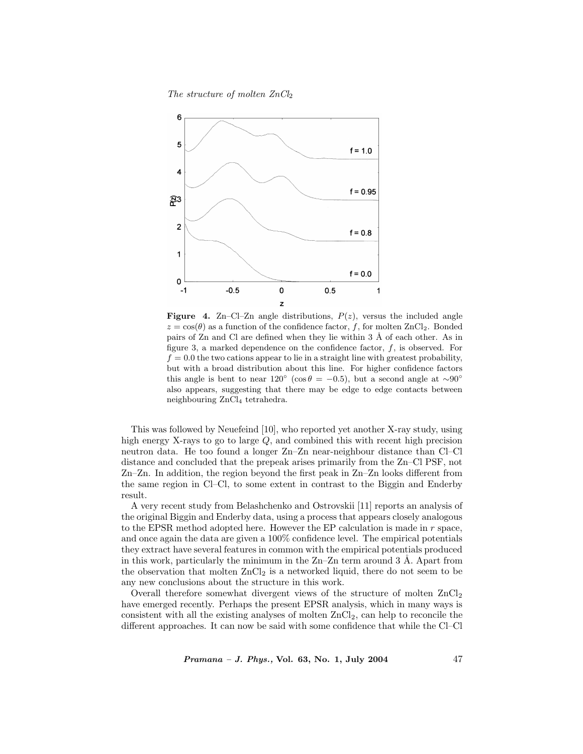**Figure 4.** Zn–Cl–Zn angle distributions, $P(z)$, versus the included angle $z = \cos(\theta)$ as a function of the confidence factor, $f$, for molten $ZnCl_2$. Bonded pairs of Zn and Cl are defined when they lie within 3 Å of each other. As in figure 3, a marked dependence on the confidence factor, $f$, is observed. For $f = 0.0$ the two cations appear to lie in a straight line with greatest probability, but with a broad distribution about this line. For higher confidence factors this angle is bent to near 120° ($\cos\theta = -0.5$), but a second angle at ∼90° also appears, suggesting that there may be edge to edge contacts between neighbouring $ZnCl_4$ tetrahedra.

This was followed by Neuefeind [10], who reported yet another X-ray study, using high energy X-rays to go to large $Q$, and combined this with recent high precision neutron data. He too found a longer Zn–Zn near-neighbour distance than Cl–Cl distance and concluded that the prepeak arises primarily from the Zn–Cl PSF, not Zn–Zn. In addition, the region beyond the first peak in Zn–Zn looks different from the same region in Cl–Cl, to some extent in contrast to the Biggin and Enderby result.

A very recent study from Belashchenko and Ostrovskii [11] reports an analysis of the original Biggin and Enderby data, using a process that appears closely analogous to the EPSR method adopted here. However the EP calculation is made in $r$ space, and once again the data are given a 100% confidence level. The empirical potentials they extract have several features in common with the empirical potentials produced in this work, particularly the minimum in the Zn–Zn term around 3 Å. Apart from the observation that molten $ZnCl_2$ is a networked liquid, there do not seem to be any new conclusions about the structure in this work.

Overall therefore somewhat divergent views of the structure of molten $ZnCl_2$ have emerged recently. Perhaps the present EPSR analysis, which in many ways is consistent with all the existing analyses of molten $ZnCl_2$, can help to reconcile the different approaches. It can now be said with some confidence that while the Cl–Cl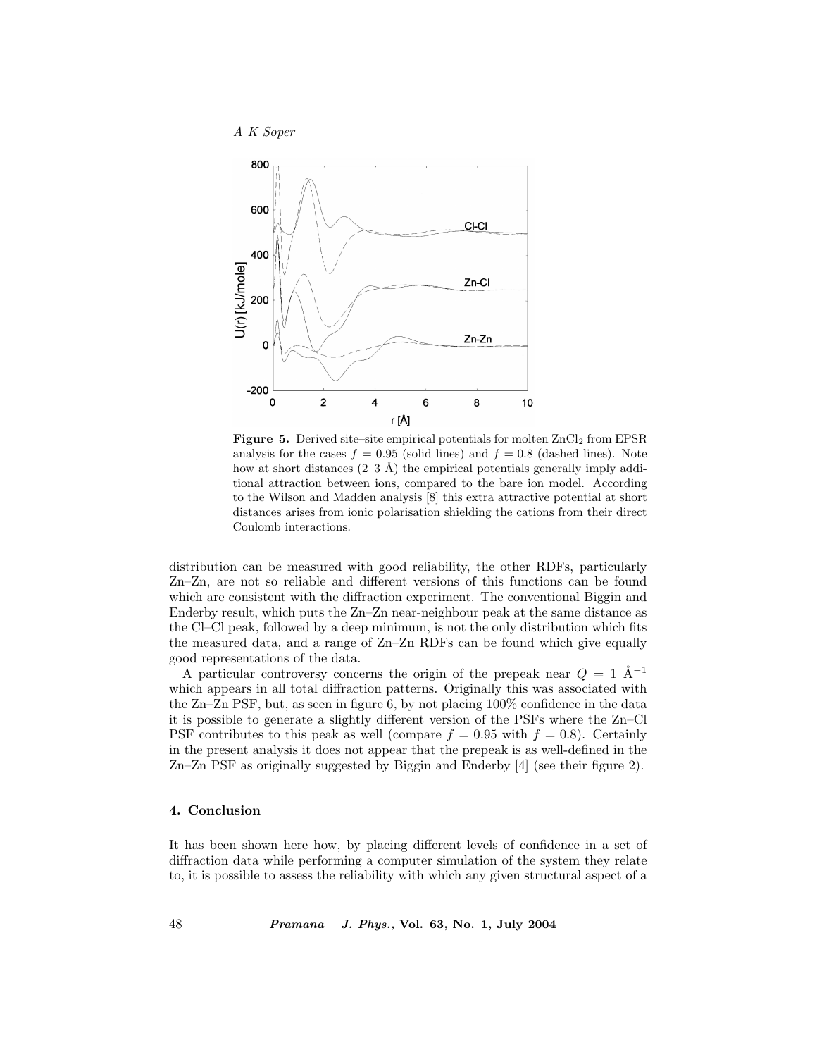**Figure 5.** Derived site–site empirical potentials for molten $ZnCl_2$ from EPSR analysis for the cases $f = 0.95$ (solid lines) and $f = 0.8$ (dashed lines). Note how at short distances (2–3 Å) the empirical potentials generally imply additional attraction between ions, compared to the bare ion model. According to the Wilson and Madden analysis [8] this extra attractive potential at short distances arises from ionic polarisation shielding the cations from their direct Coulomb interactions.

distribution can be measured with good reliability, the other RDFs, particularly Zn–Zn, are not so reliable and different versions of this functions can be found which are consistent with the diffraction experiment. The conventional Biggin and Enderby result, which puts the Zn–Zn near-neighbour peak at the same distance as the Cl–Cl peak, followed by a deep minimum, is not the only distribution which fits the measured data, and a range of Zn–Zn RDFs can be found which give equally good representations of the data.

A particular controversy concerns the origin of the prepeak near $Q = 1$ Å$^{-1}$ which appears in all total diffraction patterns. Originally this was associated with the Zn–Zn PSF, but, as seen in figure 6, by not placing 100% confidence in the data it is possible to generate a slightly different version of the PSFs where the Zn–Cl PSF contributes to this peak as well (compare $f = 0.95$ with $f = 0.8$). Certainly in the present analysis it does not appear that the prepeak is as well-defined in the Zn–Zn PSF as originally suggested by Biggin and Enderby [4] (see their figure 2).

## 4. Conclusion

It has been shown here how, by placing different levels of confidence in a set of diffraction data while performing a computer simulation of the system they relate to, it is possible to assess the reliability with which any given structural aspect of a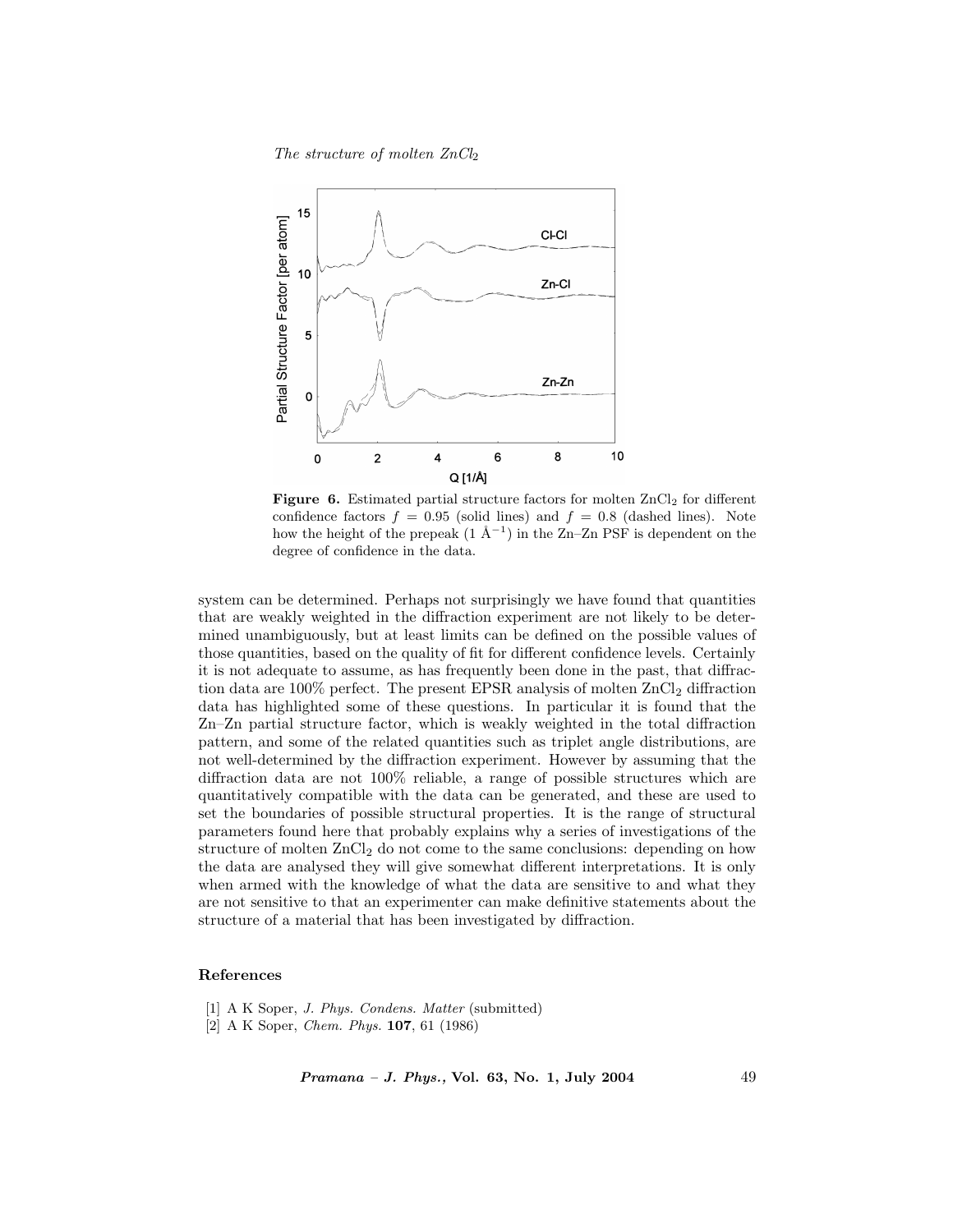**Figure 6.** Estimated partial structure factors for molten $ZnCl_2$ for different confidence factors $f = 0.95$ (solid lines) and $f = 0.8$ (dashed lines). Note how the height of the prepeak (1 $Å^{-1}$) in the Zn–Zn PSF is dependent on the degree of confidence in the data.

system can be determined. Perhaps not surprisingly we have found that quantities that are weakly weighted in the diffraction experiment are not likely to be determined unambiguously, but at least limits can be defined on the possible values of those quantities, based on the quality of fit for different confidence levels. Certainly it is not adequate to assume, as has frequently been done in the past, that diffraction data are 100% perfect. The present EPSR analysis of molten $ZnCl_2$ diffraction data has highlighted some of these questions. In particular it is found that the Zn–Zn partial structure factor, which is weakly weighted in the total diffraction pattern, and some of the related quantities such as triplet angle distributions, are not well-determined by the diffraction experiment. However by assuming that the diffraction data are not 100% reliable, a range of possible structures which are quantitatively compatible with the data can be generated, and these are used to set the boundaries of possible structural properties. It is the range of structural parameters found here that probably explains why a series of investigations of the structure of molten $ZnCl_2$ do not come to the same conclusions: depending on how the data are analysed they will give somewhat different interpretations. It is only when armed with the knowledge of what the data are sensitive to and what they are not sensitive to that an experimenter can make definitive statements about the structure of a material that has been investigated by diffraction.

## References

[1] A K Soper, *J. Phys. Condens. Matter* (submitted)

[2] A K Soper, *Chem. Phys.* **107**, 61 (1986)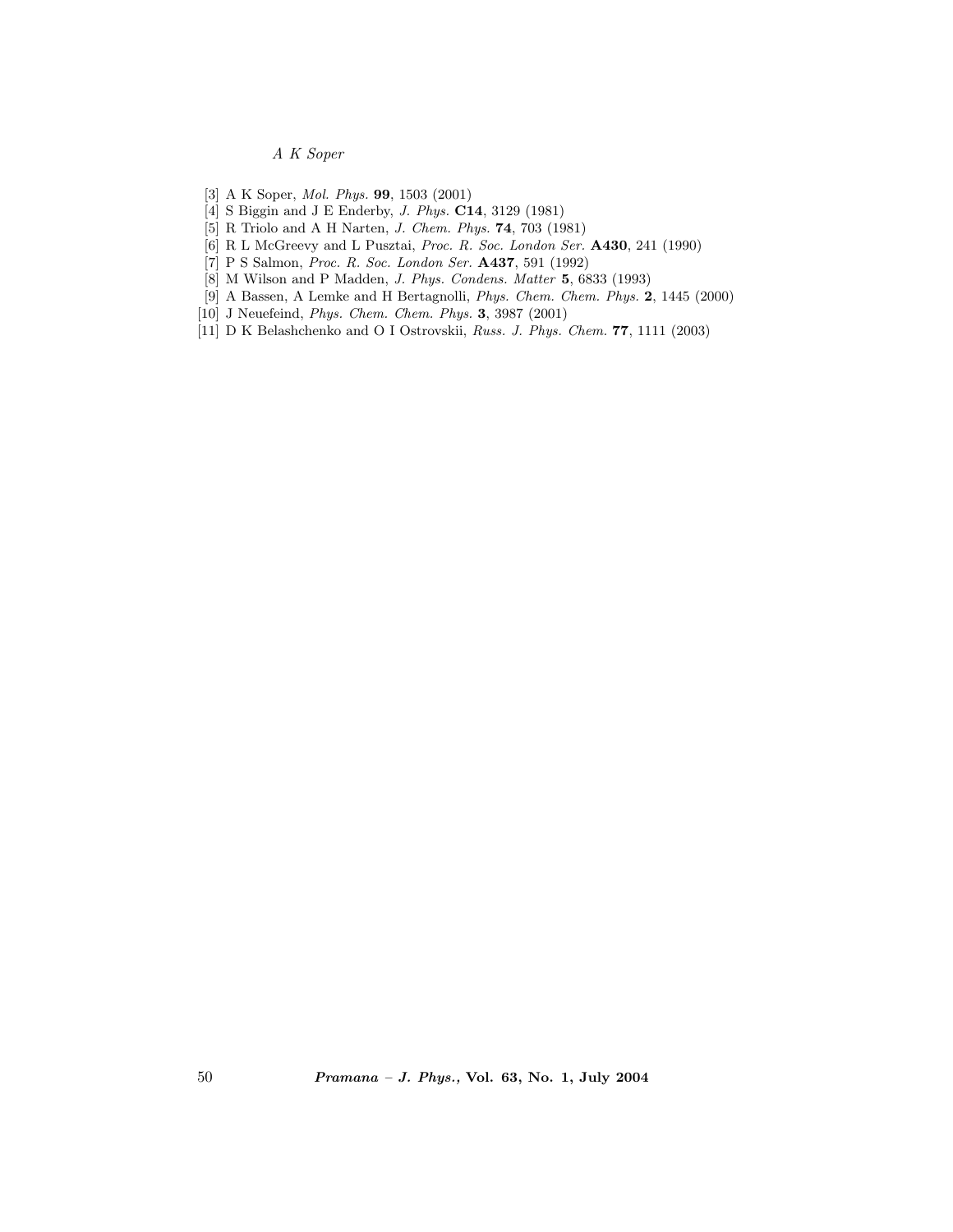[3] A K Soper, *Mol. Phys.* **99**, 1503 (2001)
[4] S Biggin and J E Enderby, *J. Phys.* **C14**, 3129 (1981)
[5] R Triolo and A H Narten, *J. Chem. Phys.* **74**, 703 (1981)
[6] R L McGreevy and L Pusztai, *Proc. R. Soc. London Ser.* **A430**, 241 (1990)
[7] P S Salmon, *Proc. R. Soc. London Ser.* **A437**, 591 (1992)
[8] M Wilson and P Madden, *J. Phys. Condens. Matter* **5**, 6833 (1993)
[9] A Bassen, A Lemke and H Bertagnolli, *Phys. Chem. Chem. Phys.* **2**, 1445 (2000)
[10] J Neuefeind, *Phys. Chem. Chem. Phys.* **3**, 3987 (2001)
[11] D K Belashchenko and O I Ostrovskii, *Russ. J. Phys. Chem.* **77**, 1111 (2003)